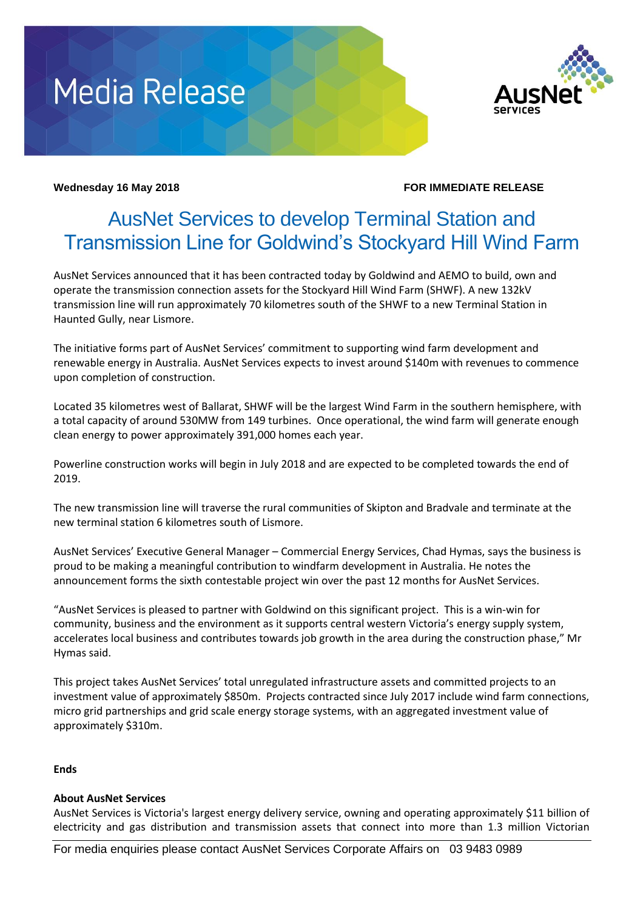# Media Release

**Wednesday 16 May 2018** **FOR IMMEDIATE RELEASE**

## AusNet Services to develop Terminal Station and Transmission Line for Goldwind's Stockyard Hill Wind Farm

AusNet Services announced that it has been contracted today by Goldwind and AEMO to build, own and operate the transmission connection assets for the Stockyard Hill Wind Farm (SHWF). A new 132kV transmission line will run approximately 70 kilometres south of the SHWF to a new Terminal Station in Haunted Gully, near Lismore.

The initiative forms part of AusNet Services' commitment to supporting wind farm development and renewable energy in Australia. AusNet Services expects to invest around $140m with revenues to commence upon completion of construction.

Located 35 kilometres west of Ballarat, SHWF will be the largest Wind Farm in the southern hemisphere, with a total capacity of around 530MW from 149 turbines. Once operational, the wind farm will generate enough clean energy to power approximately 391,000 homes each year.

Powerline construction works will begin in July 2018 and are expected to be completed towards the end of 2019.

The new transmission line will traverse the rural communities of Skipton and Bradvale and terminate at the new terminal station 6 kilometres south of Lismore.

AusNet Services' Executive General Manager – Commercial Energy Services, Chad Hymas, says the business is proud to be making a meaningful contribution to windfarm development in Australia. He notes the announcement forms the sixth contestable project win over the past 12 months for AusNet Services.

"AusNet Services is pleased to partner with Goldwind on this significant project. This is a win-win for community, business and the environment as it supports central western Victoria's energy supply system, accelerates local business and contributes towards job growth in the area during the construction phase," Mr Hymas said.

This project takes AusNet Services' total unregulated infrastructure assets and committed projects to an investment value of approximately $850m. Projects contracted since July 2017 include wind farm connections, micro grid partnerships and grid scale energy storage systems, with an aggregated investment value of approximately $310m.

**Ends**

**About AusNet Services**

AusNet Services is Victoria's largest energy delivery service, owning and operating approximately $11 billion of electricity and gas distribution and transmission assets that connect into more than 1.3 million Victorian

For media enquiries please contact AusNet Services Corporate Affairs on 03 9483 0989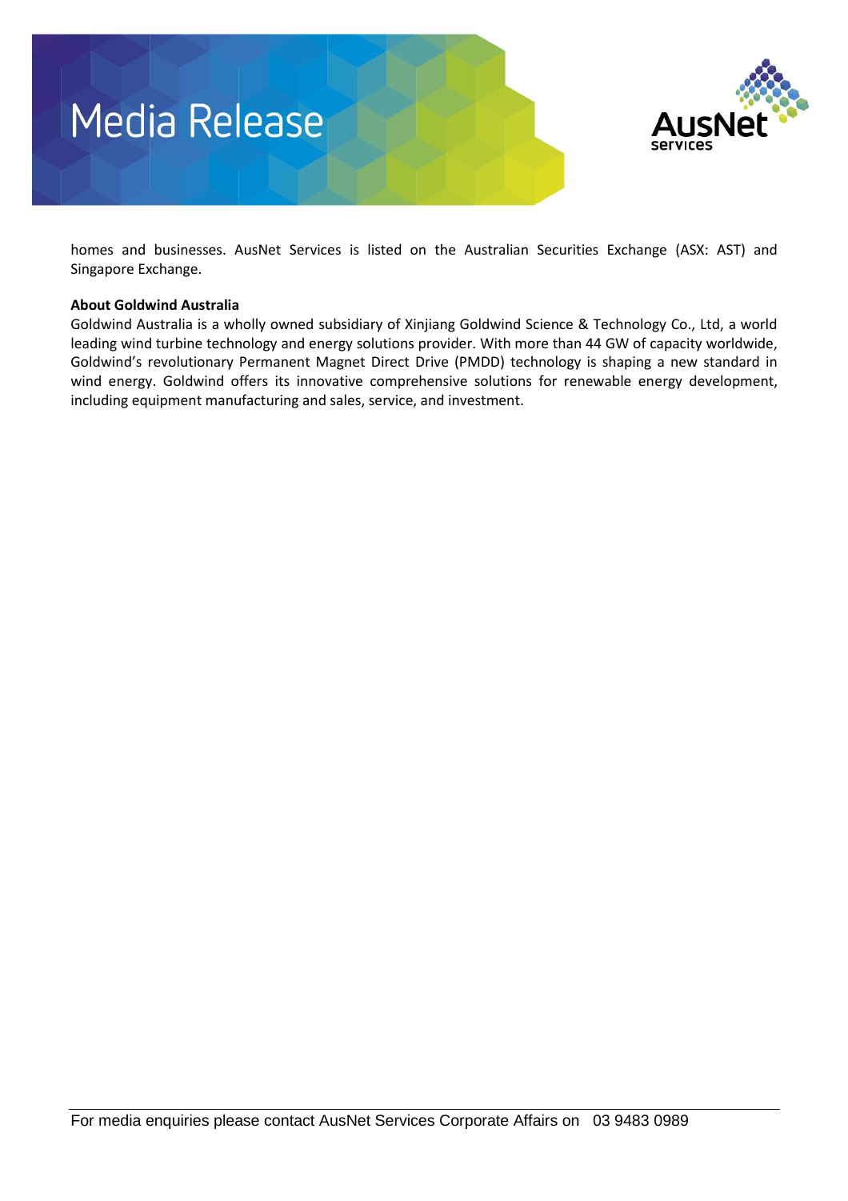homes and businesses. AusNet Services is listed on the Australian Securities Exchange (ASX: AST) and Singapore Exchange.

**About Goldwind Australia**

Goldwind Australia is a wholly owned subsidiary of Xinjiang Goldwind Science & Technology Co., Ltd, a world leading wind turbine technology and energy solutions provider. With more than 44 GW of capacity worldwide, Goldwind's revolutionary Permanent Magnet Direct Drive (PMDD) technology is shaping a new standard in wind energy. Goldwind offers its innovative comprehensive solutions for renewable energy development, including equipment manufacturing and sales, service, and investment.